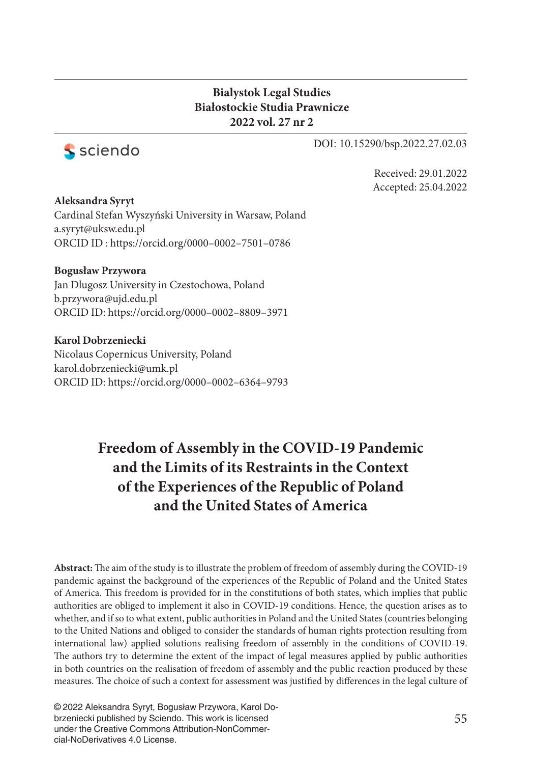**Bialystok Legal Studies**
**Białostockie Studia Prawnicze**
**2022 vol. 27 nr 2**

DOI: 10.15290/bsp.2022.27.02.03

Received: 29.01.2022
Accepted: 25.04.2022

**Aleksandra Syryt**
Cardinal Stefan Wyszyński University in Warsaw, Poland
a.syryt@uksw.edu.pl
ORCID ID : https://orcid.org/0000–0002–7501–0786

**Bogusław Przywora**
Jan Dlugosz University in Czestochowa, Poland
b.przywora@ujd.edu.pl
ORCID ID: https://orcid.org/0000–0002–8809–3971

**Karol Dobrzeniecki**
Nicolaus Copernicus University, Poland
karol.dobrzeniecki@umk.pl
ORCID ID: https://orcid.org/0000–0002–6364–9793

# Freedom of Assembly in the COVID-19 Pandemic and the Limits of its Restraints in the Context of the Experiences of the Republic of Poland and the United States of America

**Abstract:** The aim of the study is to illustrate the problem of freedom of assembly during the COVID-19 pandemic against the background of the experiences of the Republic of Poland and the United States of America. This freedom is provided for in the constitutions of both states, which implies that public authorities are obliged to implement it also in COVID-19 conditions. Hence, the question arises as to whether, and if so to what extent, public authorities in Poland and the United States (countries belonging to the United Nations and obliged to consider the standards of human rights protection resulting from international law) applied solutions realising freedom of assembly in the conditions of COVID-19. The authors try to determine the extent of the impact of legal measures applied by public authorities in both countries on the realisation of freedom of assembly and the public reaction produced by these measures. The choice of such a context for assessment was justified by differences in the legal culture of

© 2022 Aleksandra Syryt, Bogusław Przywora, Karol Dobrzeniecki published by Sciendo. This work is licensed under the Creative Commons Attribution-NonCommercial-NoDerivatives 4.0 License.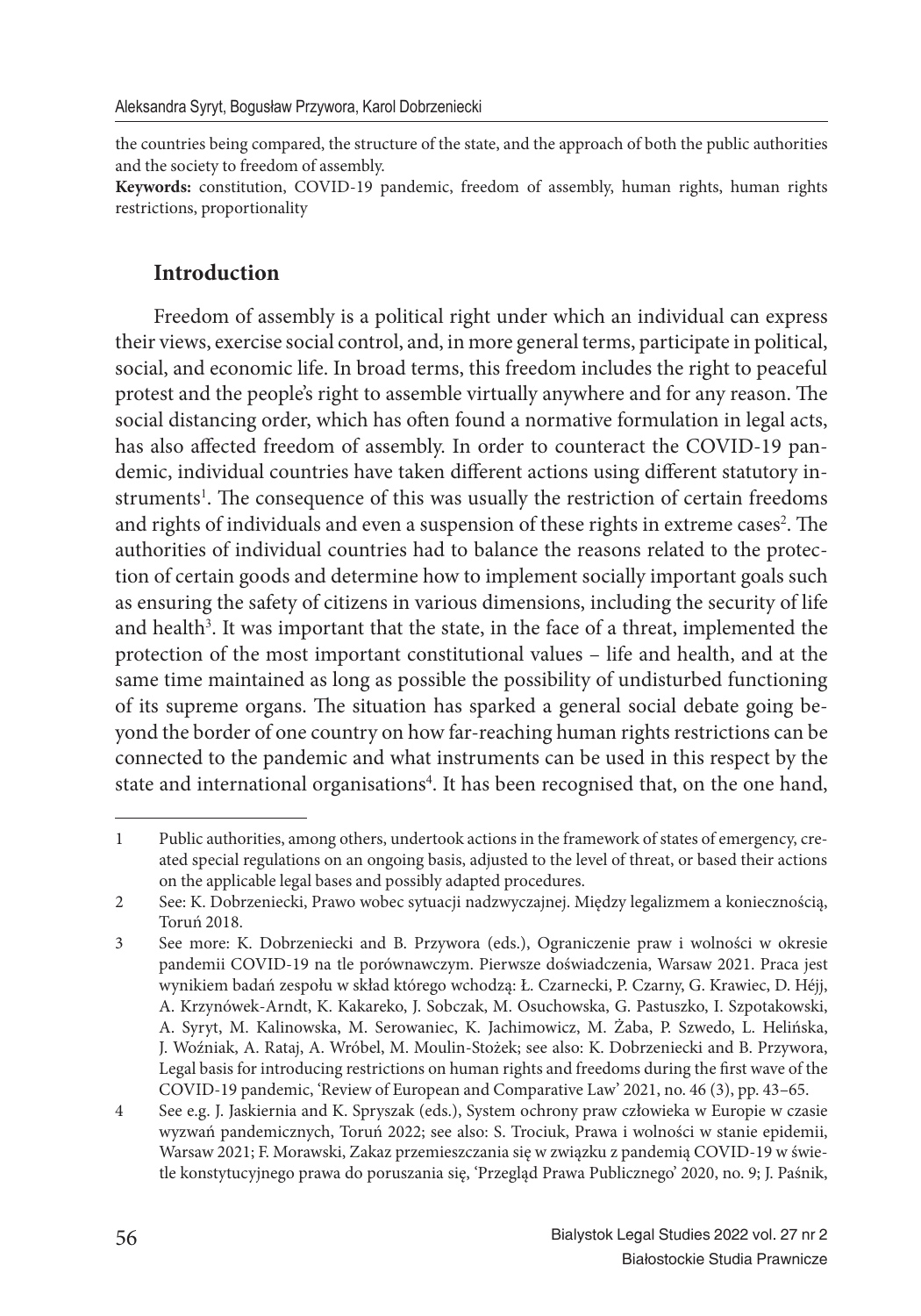the countries being compared, the structure of the state, and the approach of both the public authorities and the society to freedom of assembly.

**Keywords:** constitution, COVID-19 pandemic, freedom of assembly, human rights, human rights restrictions, proportionality

## Introduction

Freedom of assembly is a political right under which an individual can express their views, exercise social control, and, in more general terms, participate in political, social, and economic life. In broad terms, this freedom includes the right to peaceful protest and the people's right to assemble virtually anywhere and for any reason. The social distancing order, which has often found a normative formulation in legal acts, has also affected freedom of assembly. In order to counteract the COVID-19 pandemic, individual countries have taken different actions using different statutory instruments[1]. The consequence of this was usually the restriction of certain freedoms and rights of individuals and even a suspension of these rights in extreme cases[2]. The authorities of individual countries had to balance the reasons related to the protection of certain goods and determine how to implement socially important goals such as ensuring the safety of citizens in various dimensions, including the security of life and health[3]. It was important that the state, in the face of a threat, implemented the protection of the most important constitutional values – life and health, and at the same time maintained as long as possible the possibility of undisturbed functioning of its supreme organs. The situation has sparked a general social debate going beyond the border of one country on how far-reaching human rights restrictions can be connected to the pandemic and what instruments can be used in this respect by the state and international organisations[4]. It has been recognised that, on the one hand,

---

1 Public authorities, among others, undertook actions in the framework of states of emergency, created special regulations on an ongoing basis, adjusted to the level of threat, or based their actions on the applicable legal bases and possibly adapted procedures.

2 See: K. Dobrzeniecki, Prawo wobec sytuacji nadzwyczajnej. Między legalizmem a koniecznością, Toruń 2018.

3 See more: K. Dobrzeniecki and B. Przywora (eds.), Ograniczenie praw i wolności w okresie pandemii COVID-19 na tle porównawczym. Pierwsze doświadczenia, Warsaw 2021. Praca jest wynikiem badań zespołu w skład którego wchodzą: Ł. Czarnecki, P. Czarny, G. Krawiec, D. Héjj, A. Krzynówek-Arndt, K. Kakareko, J. Sobczak, M. Osuchowska, G. Pastuszko, I. Szpotakowski, A. Syryt, M. Kalinowska, M. Serowaniec, K. Jachimowicz, M. Żaba, P. Szwedo, L. Helińska, J. Woźniak, A. Rataj, A. Wróbel, M. Moulin-Stożek; see also: K. Dobrzeniecki and B. Przywora, Legal basis for introducing restrictions on human rights and freedoms during the first wave of the COVID-19 pandemic, 'Review of European and Comparative Law' 2021, no. 46 (3), pp. 43–65.

4 See e.g. J. Jaskiernia and K. Spryszak (eds.), System ochrony praw człowieka w Europie w czasie wyzwań pandemicznych, Toruń 2022; see also: S. Trociuk, Prawa i wolności w stanie epidemii, Warsaw 2021; F. Morawski, Zakaz przemieszczania się w związku z pandemią COVID-19 w świetle konstytucyjnego prawa do poruszania się, 'Przegląd Prawa Publicznego' 2020, no. 9; J. Paśnik,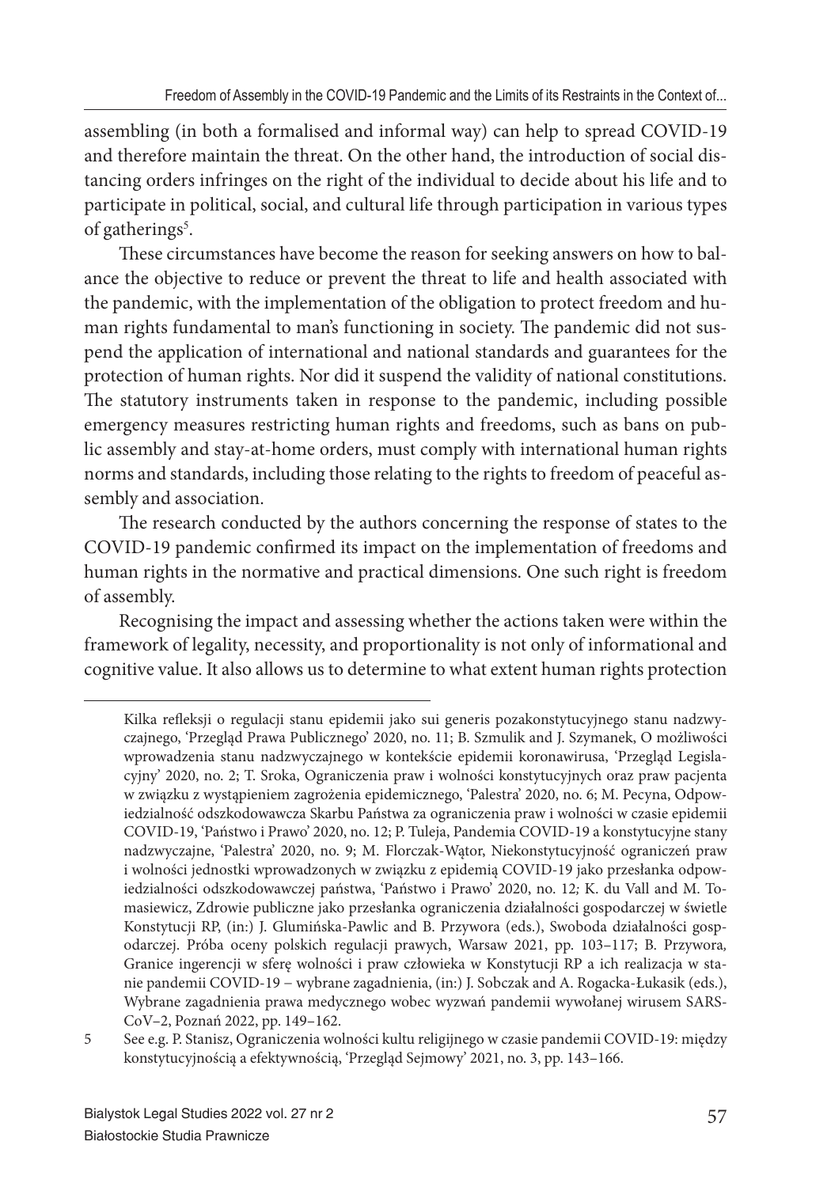assembling (in both a formalised and informal way) can help to spread COVID-19 and therefore maintain the threat. On the other hand, the introduction of social distancing orders infringes on the right of the individual to decide about his life and to participate in political, social, and cultural life through participation in various types of gatherings[5].

These circumstances have become the reason for seeking answers on how to balance the objective to reduce or prevent the threat to life and health associated with the pandemic, with the implementation of the obligation to protect freedom and human rights fundamental to man's functioning in society. The pandemic did not suspend the application of international and national standards and guarantees for the protection of human rights. Nor did it suspend the validity of national constitutions. The statutory instruments taken in response to the pandemic, including possible emergency measures restricting human rights and freedoms, such as bans on public assembly and stay-at-home orders, must comply with international human rights norms and standards, including those relating to the rights to freedom of peaceful assembly and association.

The research conducted by the authors concerning the response of states to the COVID-19 pandemic confirmed its impact on the implementation of freedoms and human rights in the normative and practical dimensions. One such right is freedom of assembly.

Recognising the impact and assessing whether the actions taken were within the framework of legality, necessity, and proportionality is not only of informational and cognitive value. It also allows us to determine to what extent human rights protection

---

Kilka refleksji o regulacji stanu epidemii jako sui generis pozakonstytucyjnego stanu nadzwyczajnego, 'Przegląd Prawa Publicznego' 2020, no. 11; B. Szmulik and J. Szymanek, O możliwości wprowadzenia stanu nadzwyczajnego w kontekście epidemii koronawirusa, 'Przegląd Legislacyjny' 2020, no. 2; T. Sroka, Ograniczenia praw i wolności konstytucyjnych oraz praw pacjenta w związku z wystąpieniem zagrożenia epidemicznego, 'Palestra' 2020, no. 6; M. Pecyna, Odpowiedzialność odszkodowawcza Skarbu Państwa za ograniczenia praw i wolności w czasie epidemii COVID-19, 'Państwo i Prawo' 2020, no. 12; P. Tuleja, Pandemia COVID-19 a konstytucyjne stany nadzwyczajne, 'Palestra' 2020, no. 9; M. Florczak-Wątor, Niekonstytucyjność ograniczeń praw i wolności jednostki wprowadzonych w związku z epidemią COVID-19 jako przesłanka odpowiedzialności odszkodowawczej państwa, 'Państwo i Prawo' 2020, no. 12; K. du Vall and M. Tomasiewicz, Zdrowie publiczne jako przesłanka ograniczenia działalności gospodarczej w świetle Konstytucji RP, (in:) J. Glumińska-Pawlic and B. Przywora (eds.), Swoboda działalności gospodarczej. Próba oceny polskich regulacji prawych, Warsaw 2021, pp. 103–117; B. Przywora, Granice ingerencji w sferę wolności i praw człowieka w Konstytucji RP a ich realizacja w stanie pandemii COVID-19 – wybrane zagadnienia, (in:) J. Sobczak and A. Rogacka-Łukasik (eds.), Wybrane zagadnienia prawa medycznego wobec wyzwań pandemii wywołanej wirusem SARS-CoV–2, Poznań 2022, pp. 149–162.

5 See e.g. P. Stanisz, Ograniczenia wolności kultu religijnego w czasie pandemii COVID-19: między konstytucyjnością a efektywnością, 'Przegląd Sejmowy' 2021, no. 3, pp. 143–166.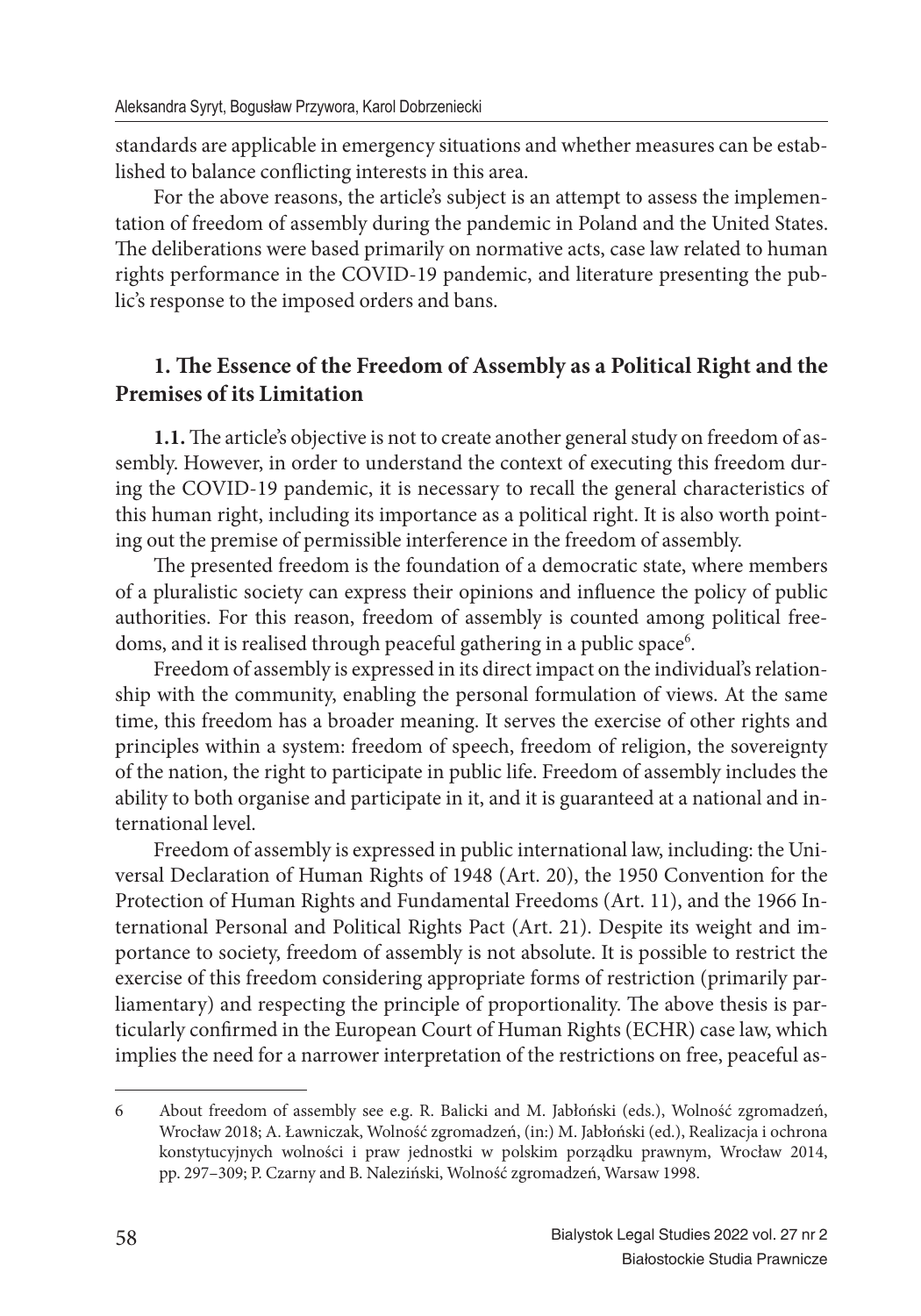standards are applicable in emergency situations and whether measures can be established to balance conflicting interests in this area.

For the above reasons, the article's subject is an attempt to assess the implementation of freedom of assembly during the pandemic in Poland and the United States. The deliberations were based primarily on normative acts, case law related to human rights performance in the COVID-19 pandemic, and literature presenting the public's response to the imposed orders and bans.

## 1. The Essence of the Freedom of Assembly as a Political Right and the Premises of its Limitation

**1.1.** The article's objective is not to create another general study on freedom of assembly. However, in order to understand the context of executing this freedom during the COVID-19 pandemic, it is necessary to recall the general characteristics of this human right, including its importance as a political right. It is also worth pointing out the premise of permissible interference in the freedom of assembly.

The presented freedom is the foundation of a democratic state, where members of a pluralistic society can express their opinions and influence the policy of public authorities. For this reason, freedom of assembly is counted among political freedoms, and it is realised through peaceful gathering in a public space[6].

Freedom of assembly is expressed in its direct impact on the individual's relationship with the community, enabling the personal formulation of views. At the same time, this freedom has a broader meaning. It serves the exercise of other rights and principles within a system: freedom of speech, freedom of religion, the sovereignty of the nation, the right to participate in public life. Freedom of assembly includes the ability to both organise and participate in it, and it is guaranteed at a national and international level.

Freedom of assembly is expressed in public international law, including: the Universal Declaration of Human Rights of 1948 (Art. 20), the 1950 Convention for the Protection of Human Rights and Fundamental Freedoms (Art. 11), and the 1966 International Personal and Political Rights Pact (Art. 21). Despite its weight and importance to society, freedom of assembly is not absolute. It is possible to restrict the exercise of this freedom considering appropriate forms of restriction (primarily parliamentary) and respecting the principle of proportionality. The above thesis is particularly confirmed in the European Court of Human Rights (ECHR) case law, which implies the need for a narrower interpretation of the restrictions on free, peaceful as-

---

6 About freedom of assembly see e.g. R. Balicki and M. Jabłoński (eds.), Wolność zgromadzeń, Wrocław 2018; A. Ławniczak, Wolność zgromadzeń, (in:) M. Jabłoński (ed.), Realizacja i ochrona konstytucyjnych wolności i praw jednostki w polskim porządku prawnym, Wrocław 2014, pp. 297–309; P. Czarny and B. Naleziński, Wolność zgromadzeń, Warsaw 1998.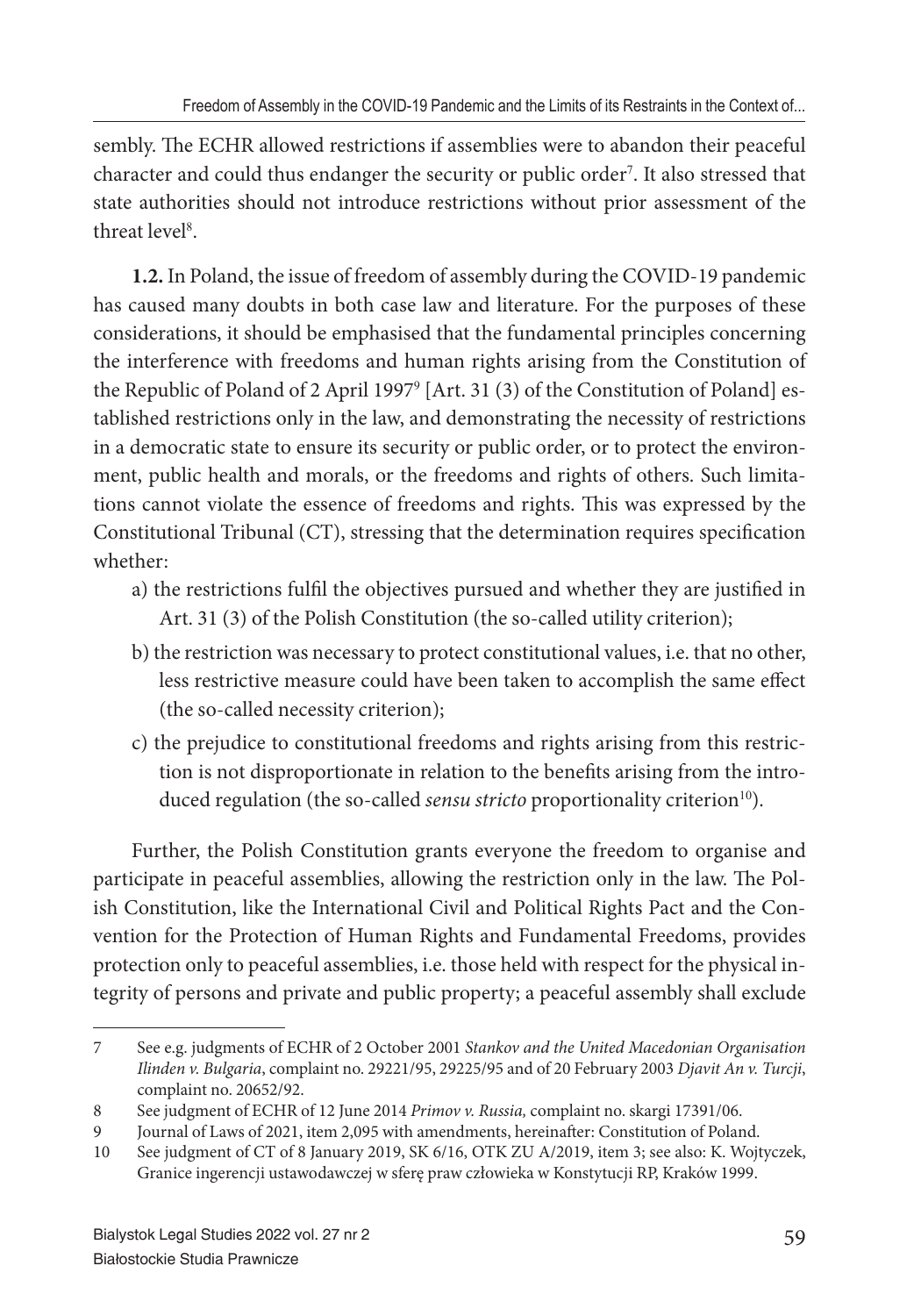sembly. The ECHR allowed restrictions if assemblies were to abandon their peaceful character and could thus endanger the security or public order[7]. It also stressed that state authorities should not introduce restrictions without prior assessment of the threat level[8].

**1.2.** In Poland, the issue of freedom of assembly during the COVID-19 pandemic has caused many doubts in both case law and literature. For the purposes of these considerations, it should be emphasised that the fundamental principles concerning the interference with freedoms and human rights arising from the Constitution of the Republic of Poland of 2 April 1997[9] [Art. 31 (3) of the Constitution of Poland] established restrictions only in the law, and demonstrating the necessity of restrictions in a democratic state to ensure its security or public order, or to protect the environment, public health and morals, or the freedoms and rights of others. Such limitations cannot violate the essence of freedoms and rights. This was expressed by the Constitutional Tribunal (CT), stressing that the determination requires specification whether:

a) the restrictions fulfil the objectives pursued and whether they are justified in Art. 31 (3) of the Polish Constitution (the so-called utility criterion);

b) the restriction was necessary to protect constitutional values, i.e. that no other, less restrictive measure could have been taken to accomplish the same effect (the so-called necessity criterion);

c) the prejudice to constitutional freedoms and rights arising from this restriction is not disproportionate in relation to the benefits arising from the introduced regulation (the so-called *sensu stricto* proportionality criterion[10]).

Further, the Polish Constitution grants everyone the freedom to organise and participate in peaceful assemblies, allowing the restriction only in the law. The Polish Constitution, like the International Civil and Political Rights Pact and the Convention for the Protection of Human Rights and Fundamental Freedoms, provides protection only to peaceful assemblies, i.e. those held with respect for the physical integrity of persons and private and public property; a peaceful assembly shall exclude

---

7 See e.g. judgments of ECHR of 2 October 2001 *Stankov and the United Macedonian Organisation Ilinden v. Bulgaria*, complaint no. 29221/95, 29225/95 and of 20 February 2003 *Djavit An v. Turcji*, complaint no. 20652/92.

8 See judgment of ECHR of 12 June 2014 *Primov v. Russia,* complaint no. skargi 17391/06.

9 Journal of Laws of 2021, item 2,095 with amendments, hereinafter: Constitution of Poland.

10 See judgment of CT of 8 January 2019, SK 6/16, OTK ZU A/2019, item 3; see also: K. Wojtyczek, Granice ingerencji ustawodawczej w sferę praw człowieka w Konstytucji RP, Kraków 1999.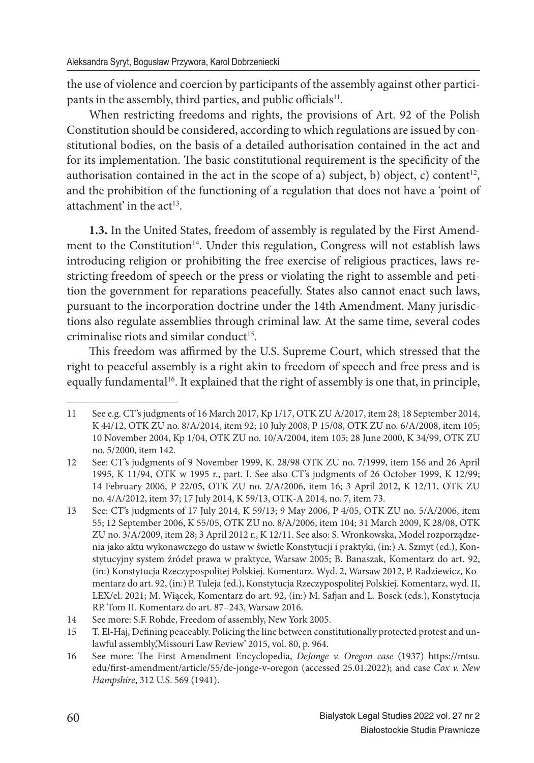the use of violence and coercion by participants of the assembly against other participants in the assembly, third parties, and public officials[11].

When restricting freedoms and rights, the provisions of Art. 92 of the Polish Constitution should be considered, according to which regulations are issued by constitutional bodies, on the basis of a detailed authorisation contained in the act and for its implementation. The basic constitutional requirement is the specificity of the authorisation contained in the act in the scope of a) subject, b) object, c) content[12], and the prohibition of the functioning of a regulation that does not have a 'point of attachment' in the act[13].

**1.3.** In the United States, freedom of assembly is regulated by the First Amendment to the Constitution[14]. Under this regulation, Congress will not establish laws introducing religion or prohibiting the free exercise of religious practices, laws restricting freedom of speech or the press or violating the right to assemble and petition the government for reparations peacefully. States also cannot enact such laws, pursuant to the incorporation doctrine under the 14th Amendment. Many jurisdictions also regulate assemblies through criminal law. At the same time, several codes criminalise riots and similar conduct[15].

This freedom was affirmed by the U.S. Supreme Court, which stressed that the right to peaceful assembly is a right akin to freedom of speech and free press and is equally fundamental[16]. It explained that the right of assembly is one that, in principle,

---

11 See e.g. CT's judgments of 16 March 2017, Kp 1/17, OTK ZU A/2017, item 28; 18 September 2014, K 44/12, OTK ZU no. 8/A/2014, item 92; 10 July 2008, P 15/08, OTK ZU no. 6/A/2008, item 105; 10 November 2004, Kp 1/04, OTK ZU no. 10/A/2004, item 105; 28 June 2000, K 34/99, OTK ZU no. 5/2000, item 142.

12 See: CT's judgments of 9 November 1999, K. 28/98 OTK ZU no. 7/1999, item 156 and 26 April 1995, K 11/94, OTK w 1995 r., part. I. See also CT's judgments of 26 October 1999, K 12/99; 14 February 2006, P 22/05, OTK ZU no. 2/A/2006, item 16; 3 April 2012, K 12/11, OTK ZU no. 4/A/2012, item 37; 17 July 2014, K 59/13, OTK-A 2014, no. 7, item 73.

13 See: CT's judgments of 17 July 2014, K 59/13; 9 May 2006, P 4/05, OTK ZU no. 5/A/2006, item 55; 12 September 2006, K 55/05, OTK ZU no. 8/A/2006, item 104; 31 March 2009, K 28/08, OTK ZU no. 3/A/2009, item 28; 3 April 2012 r., K 12/11. See also: S. Wronkowska, Model rozporządzenia jako aktu wykonawczego do ustaw w świetle Konstytucji i praktyki, (in:) A. Szmyt (ed.), Konstytucyjny system źródeł prawa w praktyce, Warsaw 2005; B. Banaszak, Komentarz do art. 92, (in:) Konstytucja Rzeczypospolitej Polskiej. Komentarz. Wyd. 2, Warsaw 2012, P. Radziewicz, Komentarz do art. 92, (in:) P. Tuleja (ed.), Konstytucja Rzeczypospolitej Polskiej. Komentarz, wyd. II, LEX/el. 2021; M. Wiącek, Komentarz do art. 92, (in:) M. Safjan and L. Bosek (eds.), Konstytucja RP. Tom II. Komentarz do art. 87–243, Warsaw 2016.

14 See more: S.F. Rohde, Freedom of assembly, New York 2005.

15 T. El-Haj, Defining peaceably. Policing the line between constitutionally protected protest and unlawful assembly,'Missouri Law Review' 2015, vol. 80, p. 964.

16 See more: The First Amendment Encyclopedia, *DeJonge v. Oregon case* (1937) https://mtsu.edu/first-amendment/article/55/de-jonge-v-oregon (accessed 25.01.2022); and case *Cox v. New Hampshire*, 312 U.S. 569 (1941).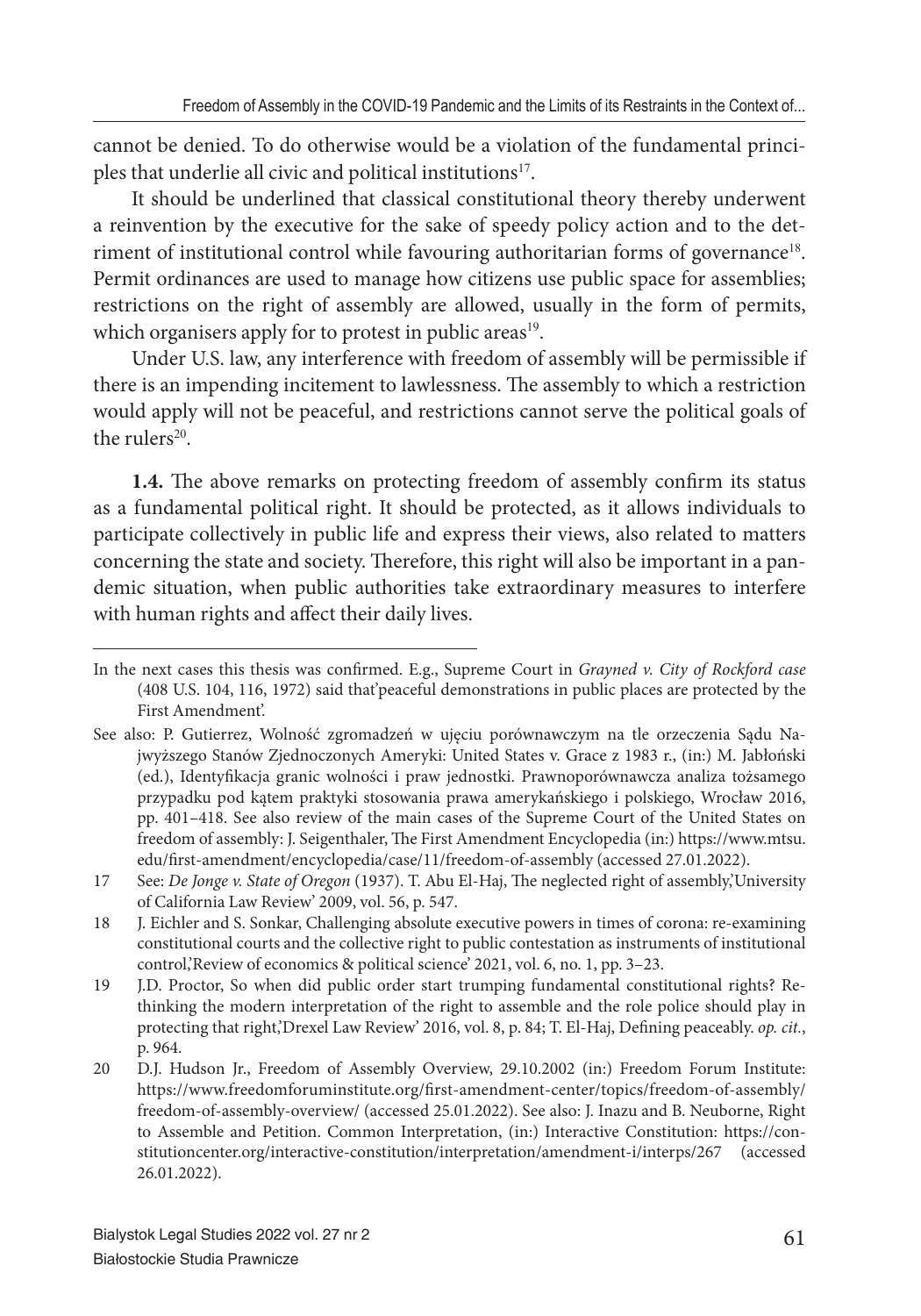cannot be denied. To do otherwise would be a violation of the fundamental principles that underlie all civic and political institutions[17].

It should be underlined that classical constitutional theory thereby underwent a reinvention by the executive for the sake of speedy policy action and to the detriment of institutional control while favouring authoritarian forms of governance[18]. Permit ordinances are used to manage how citizens use public space for assemblies; restrictions on the right of assembly are allowed, usually in the form of permits, which organisers apply for to protest in public areas[19].

Under U.S. law, any interference with freedom of assembly will be permissible if there is an impending incitement to lawlessness. The assembly to which a restriction would apply will not be peaceful, and restrictions cannot serve the political goals of the rulers[20].

**1.4.** The above remarks on protecting freedom of assembly confirm its status as a fundamental political right. It should be protected, as it allows individuals to participate collectively in public life and express their views, also related to matters concerning the state and society. Therefore, this right will also be important in a pandemic situation, when public authorities take extraordinary measures to interfere with human rights and affect their daily lives.

---

In the next cases this thesis was confirmed. E.g., Supreme Court in *Grayned v. City of Rockford case* (408 U.S. 104, 116, 1972) said that'peaceful demonstrations in public places are protected by the First Amendment'.

See also: P. Gutierrez, Wolność zgromadzeń w ujęciu porównawczym na tle orzeczenia Sądu Najwyższego Stanów Zjednoczonych Ameryki: United States v. Grace z 1983 r., (in:) M. Jabłoński (ed.), Identyfikacja granic wolności i praw jednostki. Prawnoporównawcza analiza tożsamego przypadku pod kątem praktyki stosowania prawa amerykańskiego i polskiego, Wrocław 2016, pp. 401–418. See also review of the main cases of the Supreme Court of the United States on feedom of assembly: J. Seigenthaler, The First Amendment Encyclopedia (in:) https://www.mtsu.edu/first-amendment/encyclopedia/case/11/freedom-of-assembly (accessed 27.01.2022).

17 See: *De Jonge v. State of Oregon* (1937). T. Abu El-Haj, The neglected right of assembly,'University of California Law Review' 2009, vol. 56, p. 547.

18 J. Eichler and S. Sonkar, Challenging absolute executive powers in times of corona: re-examining constitutional courts and the collective right to public contestation as instruments of institutional control,'Review of economics & political science' 2021, vol. 6, no. 1, pp. 3–23.

19 J.D. Proctor, So when did public order start trumping fundamental constitutional rights? Rethinking the modern interpretation of the right to assemble and the role police should play in protecting that right,'Drexel Law Review' 2016, vol. 8, p. 84; T. El-Haj, Defining peaceably. *op. cit.*, p. 964.

20 D.J. Hudson Jr., Freedom of Assembly Overview, 29.10.2002 (in:) Freedom Forum Institute: https://www.freedomforuminstitute.org/first-amendment-center/topics/freedom-of-assembly/freedom-of-assembly-overview/ (accessed 25.01.2022). See also: J. Inazu and B. Neuborne, Right to Assemble and Petition. Common Interpretation, (in:) Interactive Constitution: https://constitutioncenter.org/interactive-constitution/interpretation/amendment-i/interps/267 (accessed 26.01.2022).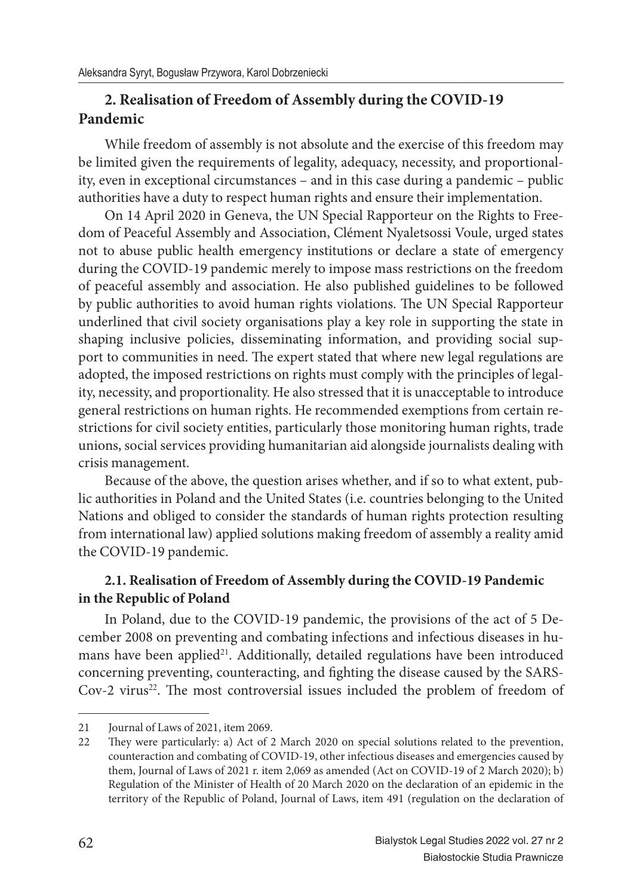## 2. Realisation of Freedom of Assembly during the COVID-19 Pandemic

While freedom of assembly is not absolute and the exercise of this freedom may be limited given the requirements of legality, adequacy, necessity, and proportionality, even in exceptional circumstances – and in this case during a pandemic – public authorities have a duty to respect human rights and ensure their implementation.

On 14 April 2020 in Geneva, the UN Special Rapporteur on the Rights to Freedom of Peaceful Assembly and Association, Clément Nyaletsossi Voule, urged states not to abuse public health emergency institutions or declare a state of emergency during the COVID-19 pandemic merely to impose mass restrictions on the freedom of peaceful assembly and association. He also published guidelines to be followed by public authorities to avoid human rights violations. The UN Special Rapporteur underlined that civil society organisations play a key role in supporting the state in shaping inclusive policies, disseminating information, and providing social support to communities in need. The expert stated that where new legal regulations are adopted, the imposed restrictions on rights must comply with the principles of legality, necessity, and proportionality. He also stressed that it is unacceptable to introduce general restrictions on human rights. He recommended exemptions from certain restrictions for civil society entities, particularly those monitoring human rights, trade unions, social services providing humanitarian aid alongside journalists dealing with crisis management.

Because of the above, the question arises whether, and if so to what extent, public authorities in Poland and the United States (i.e. countries belonging to the United Nations and obliged to consider the standards of human rights protection resulting from international law) applied solutions making freedom of assembly a reality amid the COVID-19 pandemic.

### 2.1. Realisation of Freedom of Assembly during the COVID-19 Pandemic in the Republic of Poland

In Poland, due to the COVID-19 pandemic, the provisions of the act of 5 December 2008 on preventing and combating infections and infectious diseases in humans have been applied[21]. Additionally, detailed regulations have been introduced concerning preventing, counteracting, and fighting the disease caused by the SARS-Cov-2 virus[22]. The most controversial issues included the problem of freedom of

---

21 Journal of Laws of 2021, item 2069.

22 They were particularly: a) Act of 2 March 2020 on special solutions related to the prevention, counteraction and combating of COVID-19, other infectious diseases and emergencies caused by them, Journal of Laws of 2021 r. item 2,069 as amended (Act on COVID-19 of 2 March 2020); b) Regulation of the Minister of Health of 20 March 2020 on the declaration of an epidemic in the territory of the Republic of Poland, Journal of Laws, item 491 (regulation on the declaration of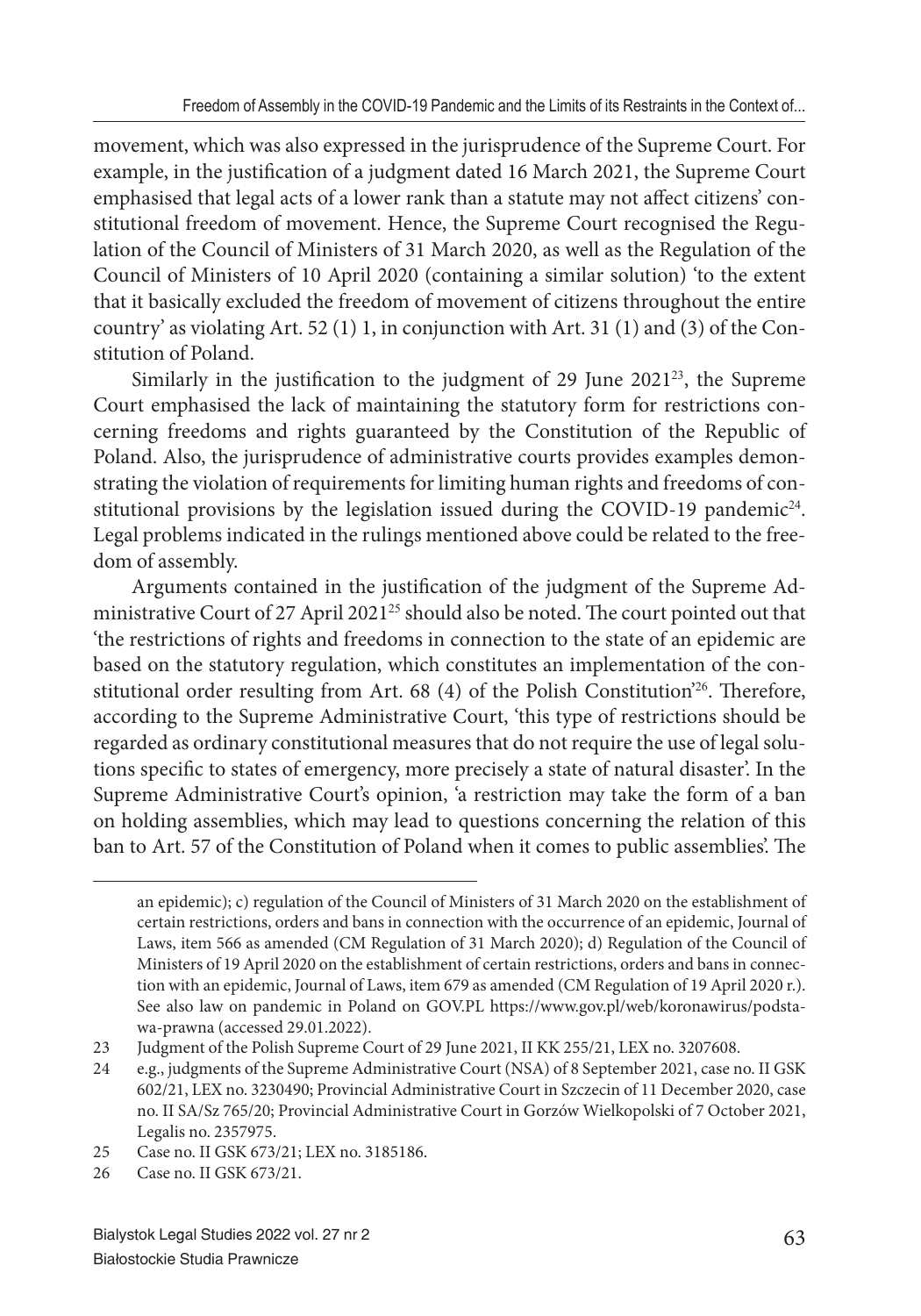movement, which was also expressed in the jurisprudence of the Supreme Court. For example, in the justification of a judgment dated 16 March 2021, the Supreme Court emphasised that legal acts of a lower rank than a statute may not affect citizens' constitutional freedom of movement. Hence, the Supreme Court recognised the Regulation of the Council of Ministers of 31 March 2020, as well as the Regulation of the Council of Ministers of 10 April 2020 (containing a similar solution) 'to the extent that it basically excluded the freedom of movement of citizens throughout the entire country' as violating Art. 52 (1) 1, in conjunction with Art. 31 (1) and (3) of the Constitution of Poland.

Similarly in the justification to the judgment of 29 June 2021[23], the Supreme Court emphasised the lack of maintaining the statutory form for restrictions concerning freedoms and rights guaranteed by the Constitution of the Republic of Poland. Also, the jurisprudence of administrative courts provides examples demonstrating the violation of requirements for limiting human rights and freedoms of constitutional provisions by the legislation issued during the COVID-19 pandemic[24]. Legal problems indicated in the rulings mentioned above could be related to the freedom of assembly.

Arguments contained in the justification of the judgment of the Supreme Administrative Court of 27 April 2021[25] should also be noted. The court pointed out that 'the restrictions of rights and freedoms in connection to the state of an epidemic are based on the statutory regulation, which constitutes an implementation of the constitutional order resulting from Art. 68 (4) of the Polish Constitution'[26]. Therefore, according to the Supreme Administrative Court, 'this type of restrictions should be regarded as ordinary constitutional measures that do not require the use of legal solutions specific to states of emergency, more precisely a state of natural disaster'. In the Supreme Administrative Court's opinion, 'a restriction may take the form of a ban on holding assemblies, which may lead to questions concerning the relation of this ban to Art. 57 of the Constitution of Poland when it comes to public assemblies'. The

---

an epidemic); c) regulation of the Council of Ministers of 31 March 2020 on the establishment of certain restrictions, orders and bans in connection with the occurrence of an epidemic, Journal of Laws, item 566 as amended (CM Regulation of 31 March 2020); d) Regulation of the Council of Ministers of 19 April 2020 on the establishment of certain restrictions, orders and bans in connection with an epidemic, Journal of Laws, item 679 as amended (CM Regulation of 19 April 2020 r.). See also law on pandemic in Poland on GOV.PL https://www.gov.pl/web/koronawirus/podstawa-prawna (accessed 29.01.2022).

23 Judgment of the Polish Supreme Court of 29 June 2021, II KK 255/21, LEX no. 3207608.

24 e.g., judgments of the Supreme Administrative Court (NSA) of 8 September 2021, case no. II GSK 602/21, LEX no. 3230490; Provincial Administrative Court in Szczecin of 11 December 2020, case no. II SA/Sz 765/20; Provincial Administrative Court in Gorzów Wielkopolski of 7 October 2021, Legalis no. 2357975.

25 Case no. II GSK 673/21; LEX no. 3185186.

26 Case no. II GSK 673/21.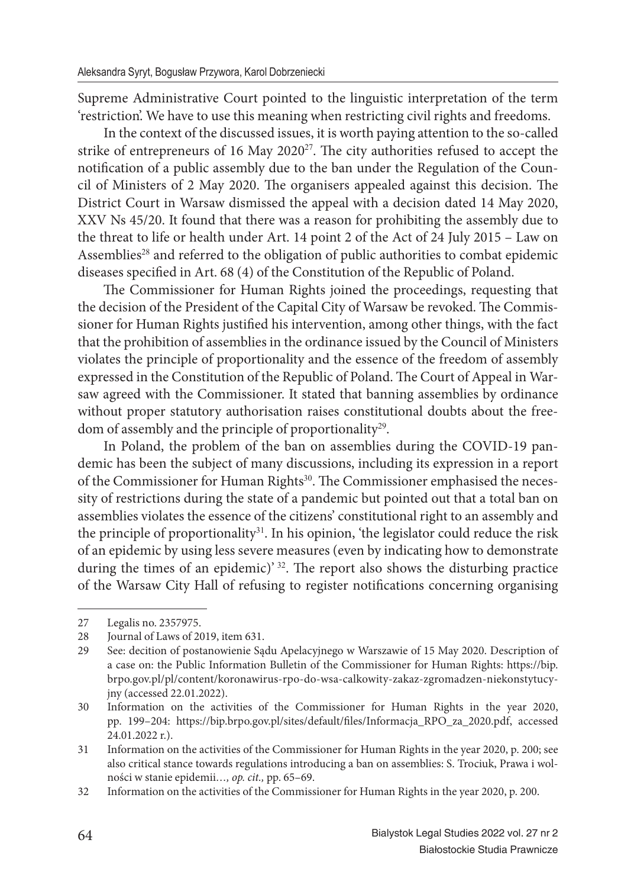Supreme Administrative Court pointed to the linguistic interpretation of the term 'restriction'. We have to use this meaning when restricting civil rights and freedoms.

In the context of the discussed issues, it is worth paying attention to the so-called strike of entrepreneurs of 16 May 2020[27]. The city authorities refused to accept the notification of a public assembly due to the ban under the Regulation of the Council of Ministers of 2 May 2020. The organisers appealed against this decision. The District Court in Warsaw dismissed the appeal with a decision dated 14 May 2020, XXV Ns 45/20. It found that there was a reason for prohibiting the assembly due to the threat to life or health under Art. 14 point 2 of the Act of 24 July 2015 – Law on Assemblies[28] and referred to the obligation of public authorities to combat epidemic diseases specified in Art. 68 (4) of the Constitution of the Republic of Poland.

The Commissioner for Human Rights joined the proceedings, requesting that the decision of the President of the Capital City of Warsaw be revoked. The Commissioner for Human Rights justified his intervention, among other things, with the fact that the prohibition of assemblies in the ordinance issued by the Council of Ministers violates the principle of proportionality and the essence of the freedom of assembly expressed in the Constitution of the Republic of Poland. The Court of Appeal in Warsaw agreed with the Commissioner. It stated that banning assemblies by ordinance without proper statutory authorisation raises constitutional doubts about the freedom of assembly and the principle of proportionality[29].

In Poland, the problem of the ban on assemblies during the COVID-19 pandemic has been the subject of many discussions, including its expression in a report of the Commissioner for Human Rights[30]. The Commissioner emphasised the necessity of restrictions during the state of a pandemic but pointed out that a total ban on assemblies violates the essence of the citizens' constitutional right to an assembly and the principle of proportionality[31]. In his opinion, 'the legislator could reduce the risk of an epidemic by using less severe measures (even by indicating how to demonstrate during the times of an epidemic)'[32]. The report also shows the disturbing practice of the Warsaw City Hall of refusing to register notifications concerning organising

---

27 Legalis no. 2357975.

28 Journal of Laws of 2019, item 631.

29 See: decition of postanowienie Sądu Apelacyjnego w Warszawie of 15 May 2020. Description of a case on: the Public Information Bulletin of the Commissioner for Human Rights: https://bip.brpo.gov.pl/pl/content/koronawirus-rpo-do-wsa-calkowity-zakaz-zgromadzen-niekonstytucyjny (accessed 22.01.2022).

30 Information on the activities of the Commissioner for Human Rights in the year 2020, pp. 199–204: https://bip.brpo.gov.pl/sites/default/files/Informacja_RPO_za_2020.pdf, accessed 24.01.2022 r.).

31 Information on the activities of the Commissioner for Human Rights in the year 2020, p. 200; see also critical stance towards regulations introducing a ban on assemblies: S. Trociuk, Prawa i wolności w stanie epidemii*…, op. cit.,* pp. 65–69.

32 Information on the activities of the Commissioner for Human Rights in the year 2020, p. 200.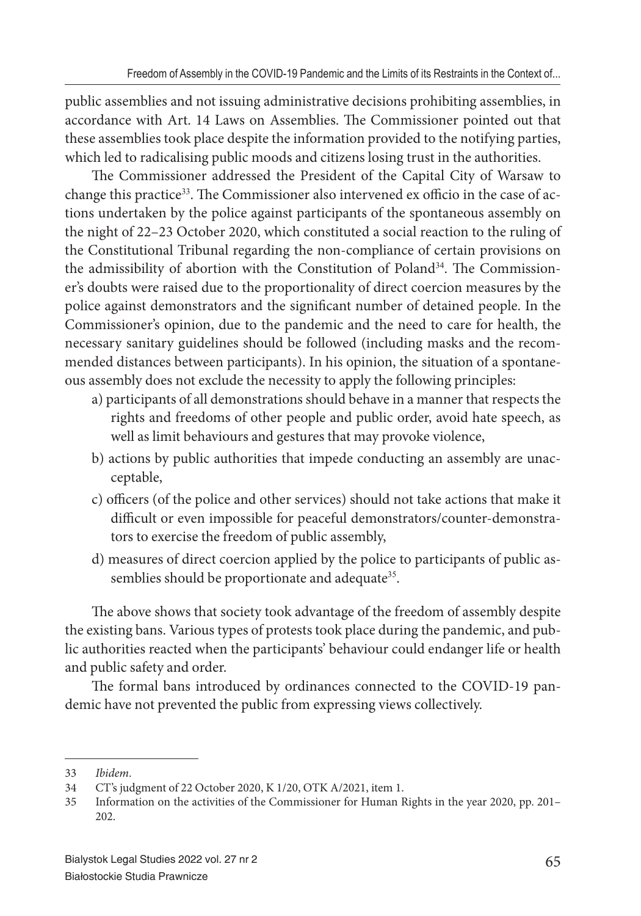public assemblies and not issuing administrative decisions prohibiting assemblies, in accordance with Art. 14 Laws on Assemblies. The Commissioner pointed out that these assemblies took place despite the information provided to the notifying parties, which led to radicalising public moods and citizens losing trust in the authorities.

The Commissioner addressed the President of the Capital City of Warsaw to change this practice[33]. The Commissioner also intervened ex officio in the case of actions undertaken by the police against participants of the spontaneous assembly on the night of 22–23 October 2020, which constituted a social reaction to the ruling of the Constitutional Tribunal regarding the non-compliance of certain provisions on the admissibility of abortion with the Constitution of Poland[34]. The Commissioner's doubts were raised due to the proportionality of direct coercion measures by the police against demonstrators and the significant number of detained people. In the Commissioner's opinion, due to the pandemic and the need to care for health, the necessary sanitary guidelines should be followed (including masks and the recommended distances between participants). In his opinion, the situation of a spontaneous assembly does not exclude the necessity to apply the following principles:

a) participants of all demonstrations should behave in a manner that respects the rights and freedoms of other people and public order, avoid hate speech, as well as limit behaviours and gestures that may provoke violence,

b) actions by public authorities that impede conducting an assembly are unacceptable,

c) officers (of the police and other services) should not take actions that make it difficult or even impossible for peaceful demonstrators/counter-demonstrators to exercise the freedom of public assembly,

d) measures of direct coercion applied by the police to participants of public assemblies should be proportionate and adequate[35].

The above shows that society took advantage of the freedom of assembly despite the existing bans. Various types of protests took place during the pandemic, and public authorities reacted when the participants' behaviour could endanger life or health and public safety and order.

The formal bans introduced by ordinances connected to the COVID-19 pandemic have not prevented the public from expressing views collectively.

---

33 *Ibidem*.

34 CT's judgment of 22 October 2020, K 1/20, OTK A/2021, item 1.

35 Information on the activities of the Commissioner for Human Rights in the year 2020, pp. 201–202.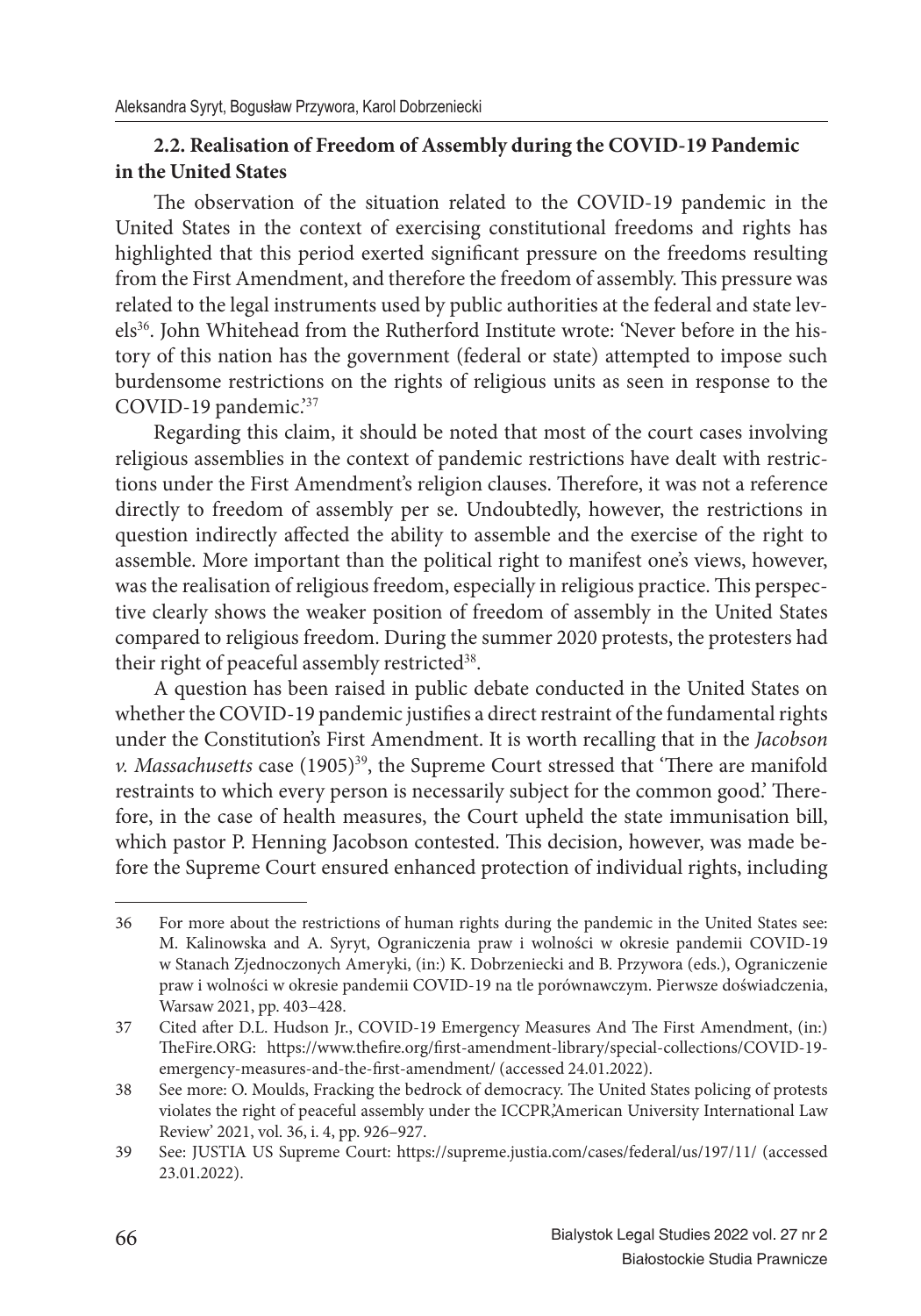### 2.2. Realisation of Freedom of Assembly during the COVID-19 Pandemic in the United States

The observation of the situation related to the COVID-19 pandemic in the United States in the context of exercising constitutional freedoms and rights has highlighted that this period exerted significant pressure on the freedoms resulting from the First Amendment, and therefore the freedom of assembly. This pressure was related to the legal instruments used by public authorities at the federal and state levels[36]. John Whitehead from the Rutherford Institute wrote: 'Never before in the history of this nation has the government (federal or state) attempted to impose such burdensome restrictions on the rights of religious units as seen in response to the COVID-19 pandemic.'[37]

Regarding this claim, it should be noted that most of the court cases involving religious assemblies in the context of pandemic restrictions have dealt with restrictions under the First Amendment's religion clauses. Therefore, it was not a reference directly to freedom of assembly per se. Undoubtedly, however, the restrictions in question indirectly affected the ability to assemble and the exercise of the right to assemble. More important than the political right to manifest one's views, however, was the realisation of religious freedom, especially in religious practice. This perspective clearly shows the weaker position of freedom of assembly in the United States compared to religious freedom. During the summer 2020 protests, the protesters had their right of peaceful assembly restricted[38].

A question has been raised in public debate conducted in the United States on whether the COVID-19 pandemic justifies a direct restraint of the fundamental rights under the Constitution's First Amendment. It is worth recalling that in the *Jacobson v. Massachusetts* case (1905)[39], the Supreme Court stressed that 'There are manifold restraints to which every person is necessarily subject for the common good.' Therefore, in the case of health measures, the Court upheld the state immunisation bill, which pastor P. Henning Jacobson contested. This decision, however, was made before the Supreme Court ensured enhanced protection of individual rights, including

---

36 For more about the restrictions of human rights during the pandemic in the United States see: M. Kalinowska and A. Syryt, Ograniczenia praw i wolności w okresie pandemii COVID-19 w Stanach Zjednoczonych Ameryki, (in:) K. Dobrzeniecki and B. Przywora (eds.), Ograniczenie praw i wolności w okresie pandemii COVID-19 na tle porównawczym. Pierwsze doświadczenia, Warsaw 2021, pp. 403–428.

37 Cited after D.L. Hudson Jr., COVID-19 Emergency Measures And The First Amendment, (in:) TheFire.ORG: https://www.thefire.org/first-amendment-library/special-collections/COVID-19-emergency-measures-and-the-first-amendment/ (accessed 24.01.2022).

38 See more: O. Moulds, Fracking the bedrock of democracy. The United States policing of protests violates the right of peaceful assembly under the ICCPR,'American University International Law Review' 2021, vol. 36, i. 4, pp. 926–927.

39 See: JUSTIA US Supreme Court: https://supreme.justia.com/cases/federal/us/197/11/ (accessed 23.01.2022).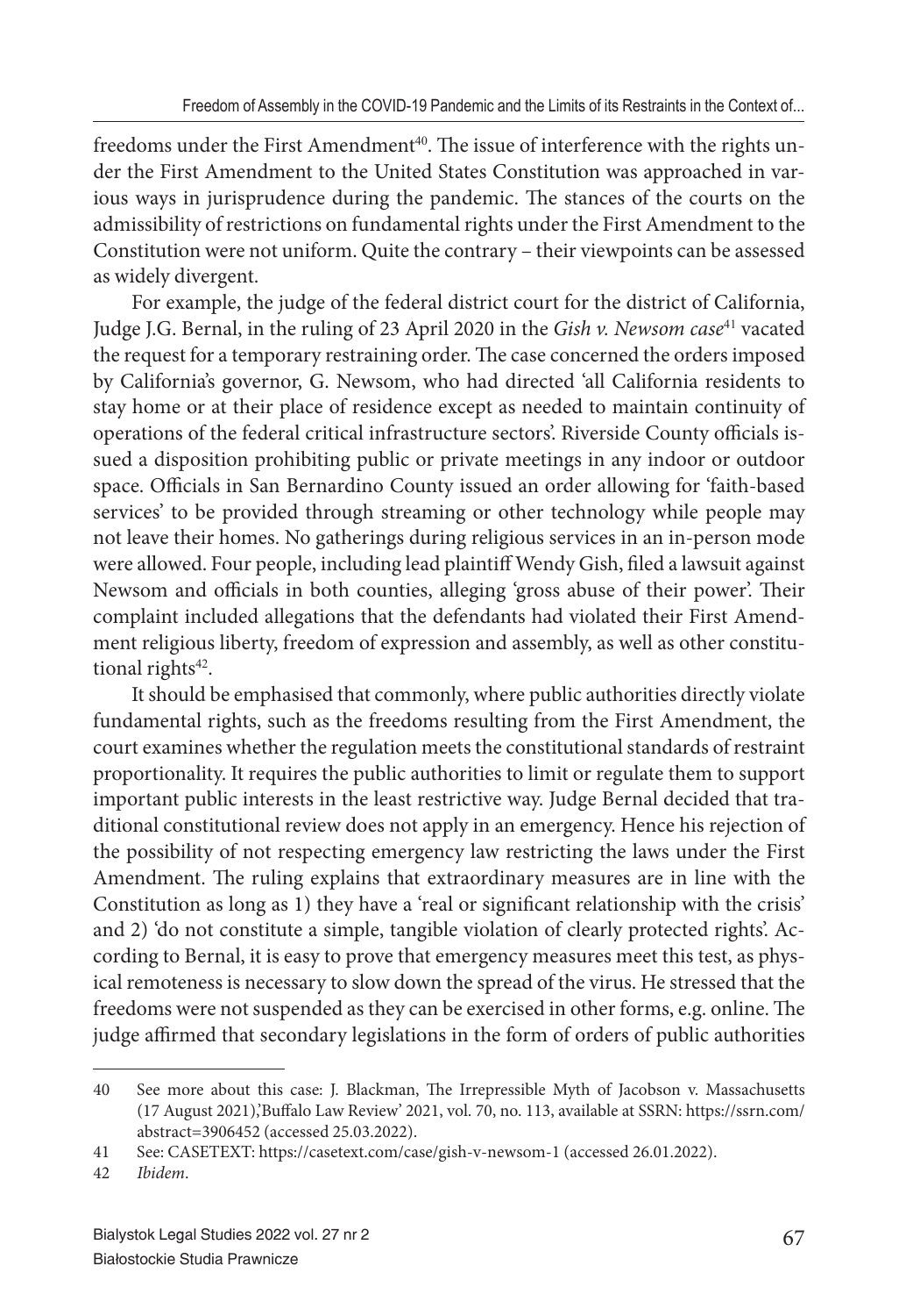freedoms under the First Amendment[40]. The issue of interference with the rights under the First Amendment to the United States Constitution was approached in various ways in jurisprudence during the pandemic. The stances of the courts on the admissibility of restrictions on fundamental rights under the First Amendment to the Constitution were not uniform. Quite the contrary – their viewpoints can be assessed as widely divergent.

For example, the judge of the federal district court for the district of California, Judge J.G. Bernal, in the ruling of 23 April 2020 in the *Gish v. Newsom case*[41] vacated the request for a temporary restraining order. The case concerned the orders imposed by California's governor, G. Newsom, who had directed 'all California residents to stay home or at their place of residence except as needed to maintain continuity of operations of the federal critical infrastructure sectors'. Riverside County officials issued a disposition prohibiting public or private meetings in any indoor or outdoor space. Officials in San Bernardino County issued an order allowing for 'faith-based services' to be provided through streaming or other technology while people may not leave their homes. No gatherings during religious services in an in-person mode were allowed. Four people, including lead plaintiff Wendy Gish, filed a lawsuit against Newsom and officials in both counties, alleging 'gross abuse of their power'. Their complaint included allegations that the defendants had violated their First Amendment religious liberty, freedom of expression and assembly, as well as other constitutional rights[42].

It should be emphasised that commonly, where public authorities directly violate fundamental rights, such as the freedoms resulting from the First Amendment, the court examines whether the regulation meets the constitutional standards of restraint proportionality. It requires the public authorities to limit or regulate them to support important public interests in the least restrictive way. Judge Bernal decided that traditional constitutional review does not apply in an emergency. Hence his rejection of the possibility of not respecting emergency law restricting the laws under the First Amendment. The ruling explains that extraordinary measures are in line with the Constitution as long as 1) they have a 'real or significant relationship with the crisis' and 2) 'do not constitute a simple, tangible violation of clearly protected rights'. According to Bernal, it is easy to prove that emergency measures meet this test, as physical remoteness is necessary to slow down the spread of the virus. He stressed that the freedoms were not suspended as they can be exercised in other forms, e.g. online. The judge affirmed that secondary legislations in the form of orders of public authorities

---

40 See more about this case: J. Blackman, The Irrepressible Myth of Jacobson v. Massachusetts (17 August 2021),'Buffalo Law Review' 2021, vol. 70, no. 113, available at SSRN: https://ssrn.com/abstract=3906452 (accessed 25.03.2022).

41 See: CASETEXT: https://casetext.com/case/gish-v-newsom-1 (accessed 26.01.2022).

42 *Ibidem*.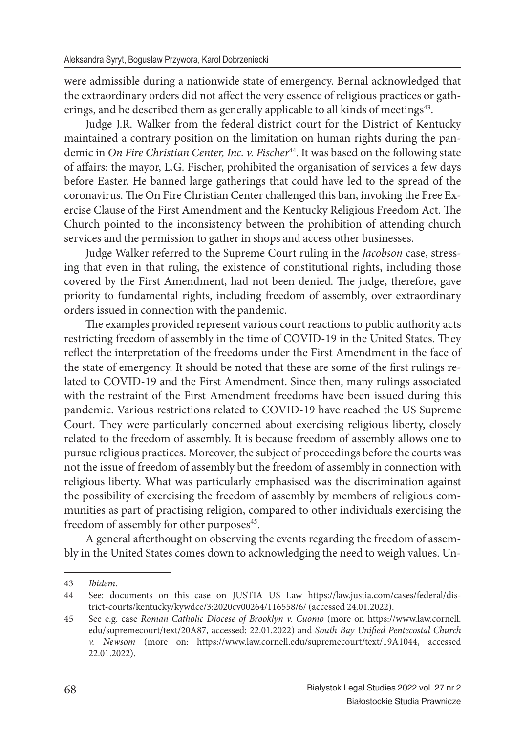were admissible during a nationwide state of emergency. Bernal acknowledged that the extraordinary orders did not affect the very essence of religious practices or gatherings, and he described them as generally applicable to all kinds of meetings[43].

Judge J.R. Walker from the federal district court for the District of Kentucky maintained a contrary position on the limitation on human rights during the pandemic in *On Fire Christian Center, Inc. v. Fischer*[44]. It was based on the following state of affairs: the mayor, L.G. Fischer, prohibited the organisation of services a few days before Easter. He banned large gatherings that could have led to the spread of the coronavirus. The On Fire Christian Center challenged this ban, invoking the Free Exercise Clause of the First Amendment and the Kentucky Religious Freedom Act. The Church pointed to the inconsistency between the prohibition of attending church services and the permission to gather in shops and access other businesses.

Judge Walker referred to the Supreme Court ruling in the *Jacobson* case, stressing that even in that ruling, the existence of constitutional rights, including those covered by the First Amendment, had not been denied. The judge, therefore, gave priority to fundamental rights, including freedom of assembly, over extraordinary orders issued in connection with the pandemic.

The examples provided represent various court reactions to public authority acts restricting freedom of assembly in the time of COVID-19 in the United States. They reflect the interpretation of the freedoms under the First Amendment in the face of the state of emergency. It should be noted that these are some of the first rulings related to COVID-19 and the First Amendment. Since then, many rulings associated with the restraint of the First Amendment freedoms have been issued during this pandemic. Various restrictions related to COVID-19 have reached the US Supreme Court. They were particularly concerned about exercising religious liberty, closely related to the freedom of assembly. It is because freedom of assembly allows one to pursue religious practices. Moreover, the subject of proceedings before the courts was not the issue of freedom of assembly but the freedom of assembly in connection with religious liberty. What was particularly emphasised was the discrimination against the possibility of exercising the freedom of assembly by members of religious communities as part of practising religion, compared to other individuals exercising the freedom of assembly for other purposes[45].

A general afterthought on observing the events regarding the freedom of assembly in the United States comes down to acknowledging the need to weigh values. Un-

---

43 *Ibidem*.

44 See: documents on this case on JUSTIA US Law https://law.justia.com/cases/federal/district-courts/kentucky/kywdce/3:2020cv00264/116558/6/ (accessed 24.01.2022).

45 See e.g. case *Roman Catholic Diocese of Brooklyn v. Cuomo* (more on https://www.law.cornell.edu/supremecourt/text/20A87, accessed: 22.01.2022) and *South Bay Unified Pentecostal Church v. Newsom* (more on: https://www.law.cornell.edu/supremecourt/text/19A1044, accessed 22.01.2022).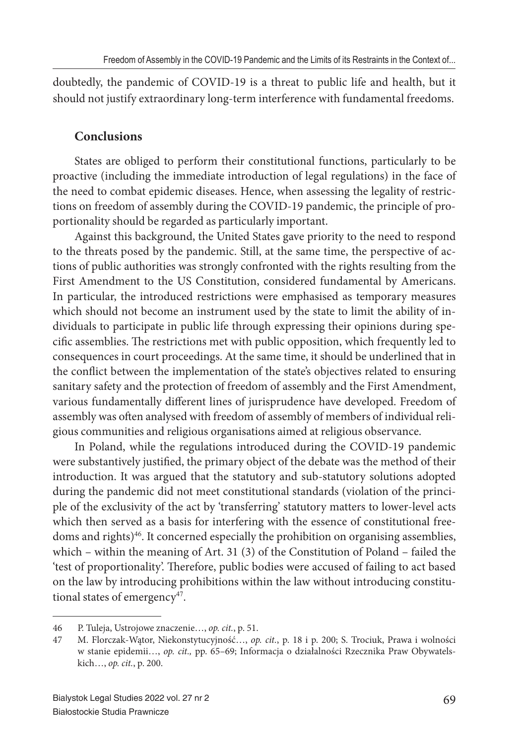doubtedly, the pandemic of COVID-19 is a threat to public life and health, but it should not justify extraordinary long-term interference with fundamental freedoms.

## Conclusions

States are obliged to perform their constitutional functions, particularly to be proactive (including the immediate introduction of legal regulations) in the face of the need to combat epidemic diseases. Hence, when assessing the legality of restrictions on freedom of assembly during the COVID-19 pandemic, the principle of proportionality should be regarded as particularly important.

Against this background, the United States gave priority to the need to respond to the threats posed by the pandemic. Still, at the same time, the perspective of actions of public authorities was strongly confronted with the rights resulting from the First Amendment to the US Constitution, considered fundamental by Americans. In particular, the introduced restrictions were emphasised as temporary measures which should not become an instrument used by the state to limit the ability of individuals to participate in public life through expressing their opinions during specific assemblies. The restrictions met with public opposition, which frequently led to consequences in court proceedings. At the same time, it should be underlined that in the conflict between the implementation of the state's objectives related to ensuring sanitary safety and the protection of freedom of assembly and the First Amendment, various fundamentally different lines of jurisprudence have developed. Freedom of assembly was often analysed with freedom of assembly of members of individual religious communities and religious organisations aimed at religious observance.

In Poland, while the regulations introduced during the COVID-19 pandemic were substantively justified, the primary object of the debate was the method of their introduction. It was argued that the statutory and sub-statutory solutions adopted during the pandemic did not meet constitutional standards (violation of the principle of the exclusivity of the act by 'transferring' statutory matters to lower-level acts which then served as a basis for interfering with the essence of constitutional freedoms and rights)[46]. It concerned especially the prohibition on organising assemblies, which – within the meaning of Art. 31 (3) of the Constitution of Poland – failed the 'test of proportionality'. Therefore, public bodies were accused of failing to act based on the law by introducing prohibitions within the law without introducing constitutional states of emergency[47].

---

46 P. Tuleja, Ustrojowe znaczenie…, *op. cit.*, p. 51.

47 M. Florczak-Wątor, Niekonstytucyjność…, *op. cit.*, p. 18 i p. 200; S. Trociuk, Prawa i wolności w stanie epidemii…, *op. cit.,* pp. 65–69; Informacja o działalności Rzecznika Praw Obywatelskich…, *op. cit.*, p. 200.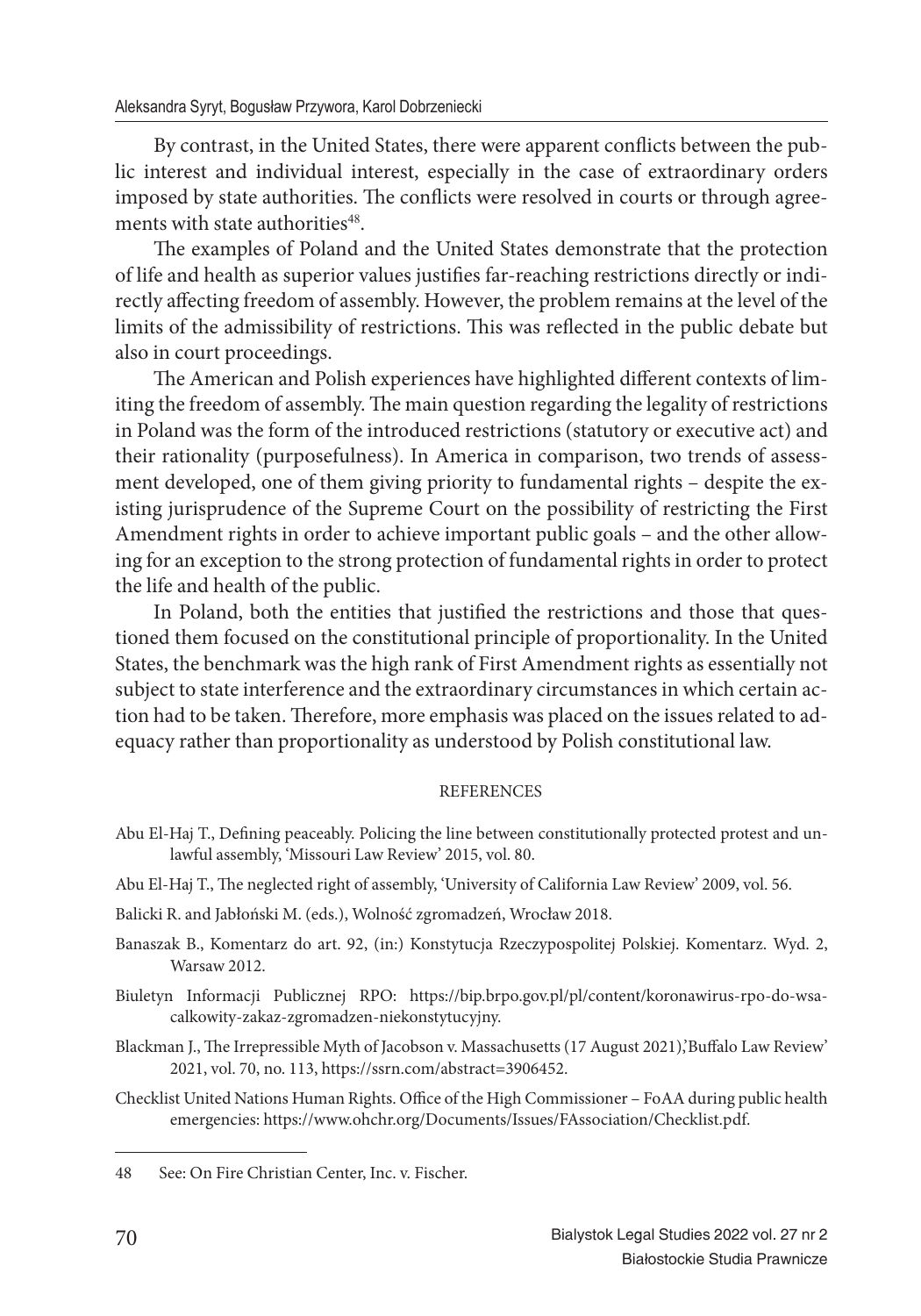By contrast, in the United States, there were apparent conflicts between the public interest and individual interest, especially in the case of extraordinary orders imposed by state authorities. The conflicts were resolved in courts or through agreements with state authorities[48].

The examples of Poland and the United States demonstrate that the protection of life and health as superior values justifies far-reaching restrictions directly or indirectly affecting freedom of assembly. However, the problem remains at the level of the limits of the admissibility of restrictions. This was reflected in the public debate but also in court proceedings.

The American and Polish experiences have highlighted different contexts of limiting the freedom of assembly. The main question regarding the legality of restrictions in Poland was the form of the introduced restrictions (statutory or executive act) and their rationality (purposefulness). In America in comparison, two trends of assessment developed, one of them giving priority to fundamental rights – despite the existing jurisprudence of the Supreme Court on the possibility of restricting the First Amendment rights in order to achieve important public goals – and the other allowing for an exception to the strong protection of fundamental rights in order to protect the life and health of the public.

In Poland, both the entities that justified the restrictions and those that questioned them focused on the constitutional principle of proportionality. In the United States, the benchmark was the high rank of First Amendment rights as essentially not subject to state interference and the extraordinary circumstances in which certain action had to be taken. Therefore, more emphasis was placed on the issues related to adequacy rather than proportionality as understood by Polish constitutional law.

## REFERENCES

Abu El-Haj T., Defining peaceably. Policing the line between constitutionally protected protest and unlawful assembly, 'Missouri Law Review' 2015, vol. 80.

Abu El-Haj T., The neglected right of assembly, 'University of California Law Review' 2009, vol. 56.

Balicki R. and Jabłoński M. (eds.), Wolność zgromadzeń, Wrocław 2018.

Banaszak B., Komentarz do art. 92, (in:) Konstytucja Rzeczypospolitej Polskiej. Komentarz. Wyd. 2, Warsaw 2012.

Biuletyn Informacji Publicznej RPO: https://bip.brpo.gov.pl/pl/content/koronawirus-rpo-do-wsa-calkowity-zakaz-zgromadzen-niekonstytucyjny.

Blackman J., The Irrepressible Myth of Jacobson v. Massachusetts (17 August 2021),'Buffalo Law Review' 2021, vol. 70, no. 113, https://ssrn.com/abstract=3906452.

Checklist United Nations Human Rights. Office of the High Commissioner – FoAA during public health emergencies: https://www.ohchr.org/Documents/Issues/FAssociation/Checklist.pdf.

---

48 See: On Fire Christian Center, Inc. v. Fischer.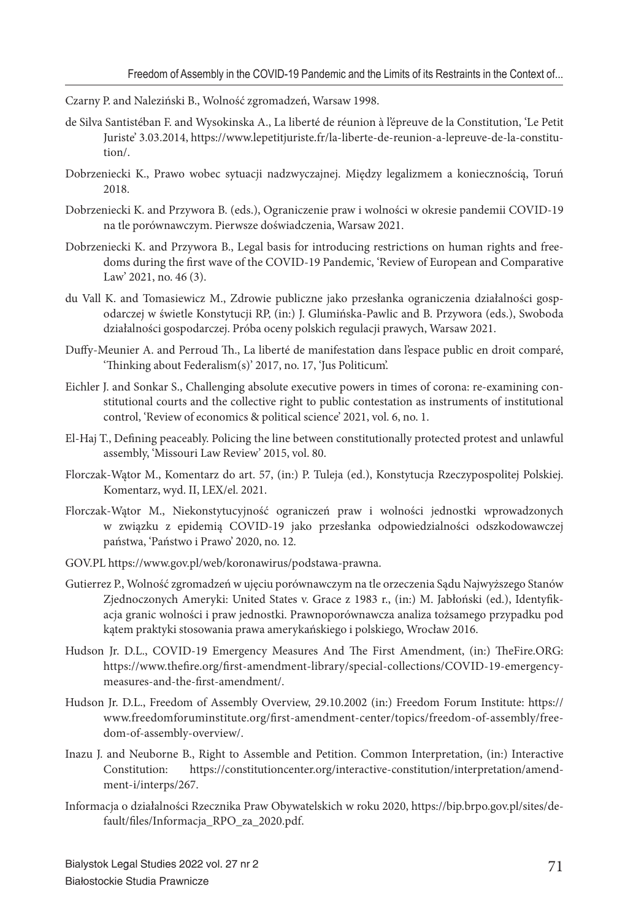Czarny P. and Naleziński B., Wolność zgromadzeń, Warsaw 1998.

de Silva Santistéban F. and Wysokinska A., La liberté de réunion à l'épreuve de la Constitution, 'Le Petit Juriste' 3.03.2014, https://www.lepetitjuriste.fr/la-liberte-de-reunion-a-lepreuve-de-la-constitution/.

Dobrzeniecki K., Prawo wobec sytuacji nadzwyczajnej. Między legalizmem a koniecznością, Toruń 2018.

Dobrzeniecki K. and Przywora B. (eds.), Ograniczenie praw i wolności w okresie pandemii COVID-19 na tle porównawczym. Pierwsze doświadczenia, Warsaw 2021.

Dobrzeniecki K. and Przywora B., Legal basis for introducing restrictions on human rights and freedoms during the first wave of the COVID-19 Pandemic, 'Review of European and Comparative Law' 2021, no. 46 (3).

du Vall K. and Tomasiewicz M., Zdrowie publiczne jako przesłanka ograniczenia działalności gospodarczej w świetle Konstytucji RP, (in:) J. Glumińska-Pawlic and B. Przywora (eds.), Swoboda działalności gospodarczej. Próba oceny polskich regulacji prawych, Warsaw 2021.

Duffy-Meunier A. and Perroud Th., La liberté de manifestation dans l'espace public en droit comparé, 'Thinking about Federalism(s)' 2017, no. 17, 'Jus Politicum'.

Eichler J. and Sonkar S., Challenging absolute executive powers in times of corona: re-examining constitutional courts and the collective right to public contestation as instruments of institutional control, 'Review of economics & political science' 2021, vol. 6, no. 1.

El-Haj T., Defining peaceably. Policing the line between constitutionally protected protest and unlawful assembly, 'Missouri Law Review' 2015, vol. 80.

Florczak-Wątor M., Komentarz do art. 57, (in:) P. Tuleja (ed.), Konstytucja Rzeczypospolitej Polskiej. Komentarz, wyd. II, LEX/el. 2021.

Florczak-Wątor M., Niekonstytucyjność ograniczeń praw i wolności jednostki wprowadzonych w związku z epidemią COVID-19 jako przesłanka odpowiedzialności odszkodowawczej państwa, 'Państwo i Prawo' 2020, no. 12.

GOV.PL https://www.gov.pl/web/koronawirus/podstawa-prawna.

Gutierrez P., Wolność zgromadzeń w ujęciu porównawczym na tle orzeczenia Sądu Najwyższego Stanów Zjednoczonych Ameryki: United States v. Grace z 1983 r., (in:) M. Jabłoński (ed.), Identyfikacja granic wolności i praw jednostki. Prawnoporównawcza analiza tożsamego przypadku pod kątem praktyki stosowania prawa amerykańskiego i polskiego, Wrocław 2016.

Hudson Jr. D.L., COVID-19 Emergency Measures And The First Amendment, (in:) TheFire.ORG: https://www.thefire.org/first-amendment-library/special-collections/COVID-19-emergency-measures-and-the-first-amendment/.

Hudson Jr. D.L., Freedom of Assembly Overview, 29.10.2002 (in:) Freedom Forum Institute: https://www.freedomforuminstitute.org/first-amendment-center/topics/freedom-of-assembly/freedom-of-assembly-overview/.

Inazu J. and Neuborne B., Right to Assemble and Petition. Common Interpretation, (in:) Interactive Constitution: https://constitutioncenter.org/interactive-constitution/interpretation/amendment-i/interps/267.

Informacja o działalności Rzecznika Praw Obywatelskich w roku 2020, https://bip.brpo.gov.pl/sites/default/files/Informacja_RPO_za_2020.pdf.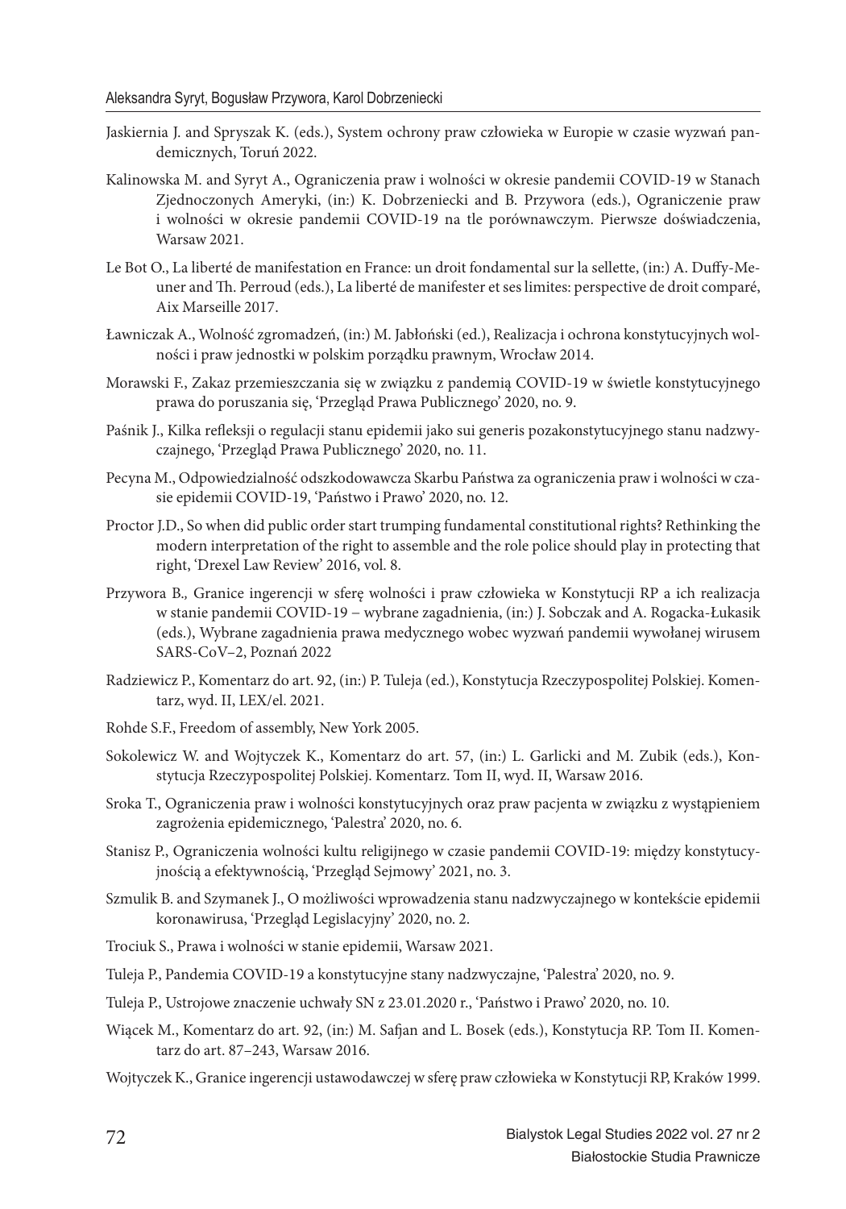Jaskiernia J. and Spryszak K. (eds.), System ochrony praw człowieka w Europie w czasie wyzwań pandemicznych, Toruń 2022.

Kalinowska M. and Syryt A., Ograniczenia praw i wolności w okresie pandemii COVID-19 w Stanach Zjednoczonych Ameryki, (in:) K. Dobrzeniecki and B. Przywora (eds.), Ograniczenie praw i wolności w okresie pandemii COVID-19 na tle porównawczym. Pierwsze doświadczenia, Warsaw 2021.

Le Bot O., La liberté de manifestation en France: un droit fondamental sur la sellette, (in:) A. Duffy-Meuner and Th. Perroud (eds.), La liberté de manifester et ses limites: perspective de droit comparé, Aix Marseille 2017.

Ławniczak A., Wolność zgromadzeń, (in:) M. Jabłoński (ed.), Realizacja i ochrona konstytucyjnych wolności i praw jednostki w polskim porządku prawnym, Wrocław 2014.

Morawski F., Zakaz przemieszczania się w związku z pandemią COVID-19 w świetle konstytucyjnego prawa do poruszania się, 'Przegląd Prawa Publicznego' 2020, no. 9.

Paśnik J., Kilka refleksji o regulacji stanu epidemii jako sui generis pozakonstytucyjnego stanu nadzwyczajnego, 'Przegląd Prawa Publicznego' 2020, no. 11.

Pecyna M., Odpowiedzialność odszkodowawcza Skarbu Państwa za ograniczenia praw i wolności w czasie epidemii COVID-19, 'Państwo i Prawo' 2020, no. 12.

Proctor J.D., So when did public order start trumping fundamental constitutional rights? Rethinking the modern interpretation of the right to assemble and the role police should play in protecting that right, 'Drexel Law Review' 2016, vol. 8.

Przywora B., Granice ingerencji w sferę wolności i praw człowieka w Konstytucji RP a ich realizacja w stanie pandemii COVID-19 – wybrane zagadnienia, (in:) J. Sobczak and A. Rogacka-Łukasik (eds.), Wybrane zagadnienia prawa medycznego wobec wyzwań pandemii wywołanej wirusem SARS-CoV–2, Poznań 2022

Radziewicz P., Komentarz do art. 92, (in:) P. Tuleja (ed.), Konstytucja Rzeczypospolitej Polskiej. Komentarz, wyd. II, LEX/el. 2021.

Rohde S.F., Freedom of assembly, New York 2005.

Sokolewicz W. and Wojtyczek K., Komentarz do art. 57, (in:) L. Garlicki and M. Zubik (eds.), Konstytucja Rzeczypospolitej Polskiej. Komentarz. Tom II, wyd. II, Warsaw 2016.

Sroka T., Ograniczenia praw i wolności konstytucyjnych oraz praw pacjenta w związku z wystąpieniem zagrożenia epidemicznego, 'Palestra' 2020, no. 6.

Stanisz P., Ograniczenia wolności kultu religijnego w czasie pandemii COVID-19: między konstytucyjnością a efektywnością, 'Przegląd Sejmowy' 2021, no. 3.

Szmulik B. and Szymanek J., O możliwości wprowadzenia stanu nadzwyczajnego w kontekście epidemii koronawirusa, 'Przegląd Legislacyjny' 2020, no. 2.

Trociuk S., Prawa i wolności w stanie epidemii, Warsaw 2021.

Tuleja P., Pandemia COVID-19 a konstytucyjne stany nadzwyczajne, 'Palestra' 2020, no. 9.

Tuleja P., Ustrojowe znaczenie uchwały SN z 23.01.2020 r., 'Państwo i Prawo' 2020, no. 10.

Wiącek M., Komentarz do art. 92, (in:) M. Safjan and L. Bosek (eds.), Konstytucja RP. Tom II. Komentarz do art. 87–243, Warsaw 2016.

Wojtyczek K., Granice ingerencji ustawodawczej w sferę praw człowieka w Konstytucji RP, Kraków 1999.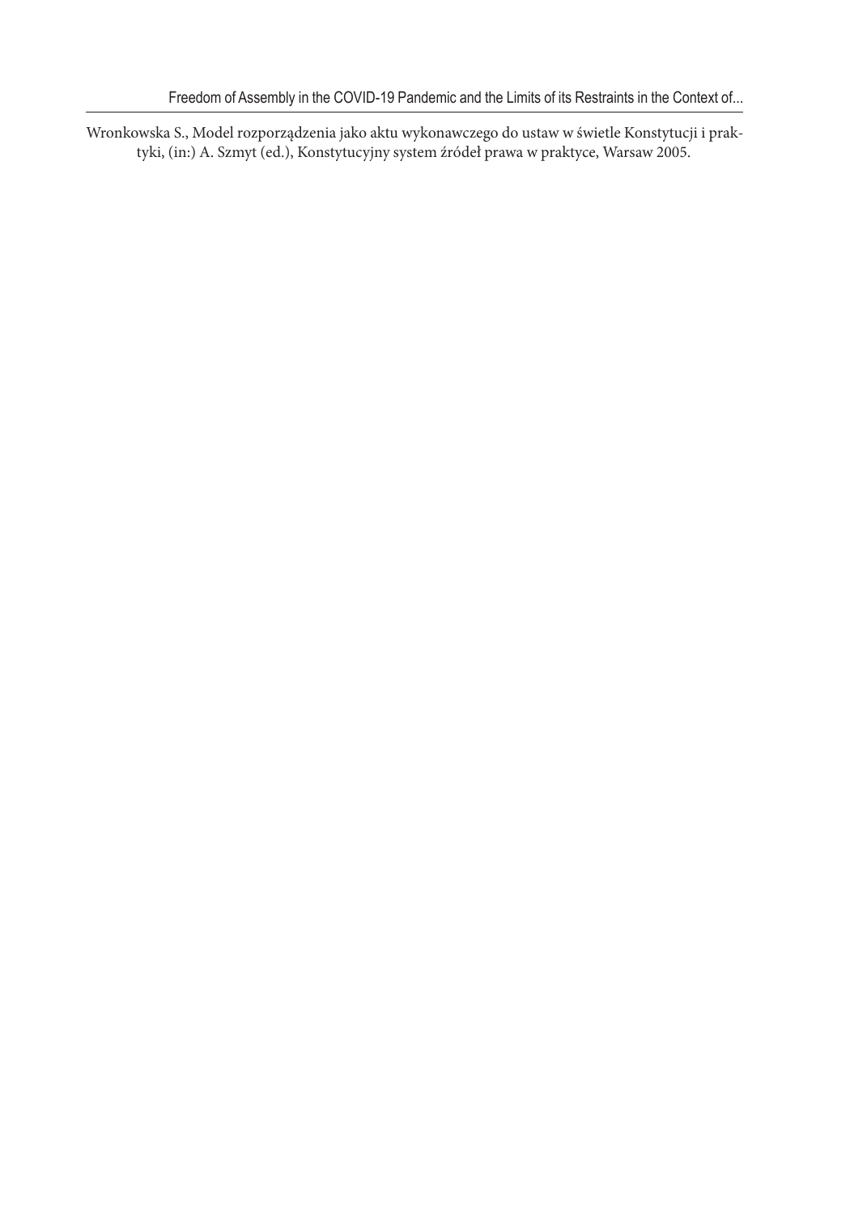Wronkowska S., Model rozporządzenia jako aktu wykonawczego do ustaw w świetle Konstytucji i praktyki, (in:) A. Szmyt (ed.), Konstytucyjny system źródeł prawa w praktyce, Warsaw 2005.